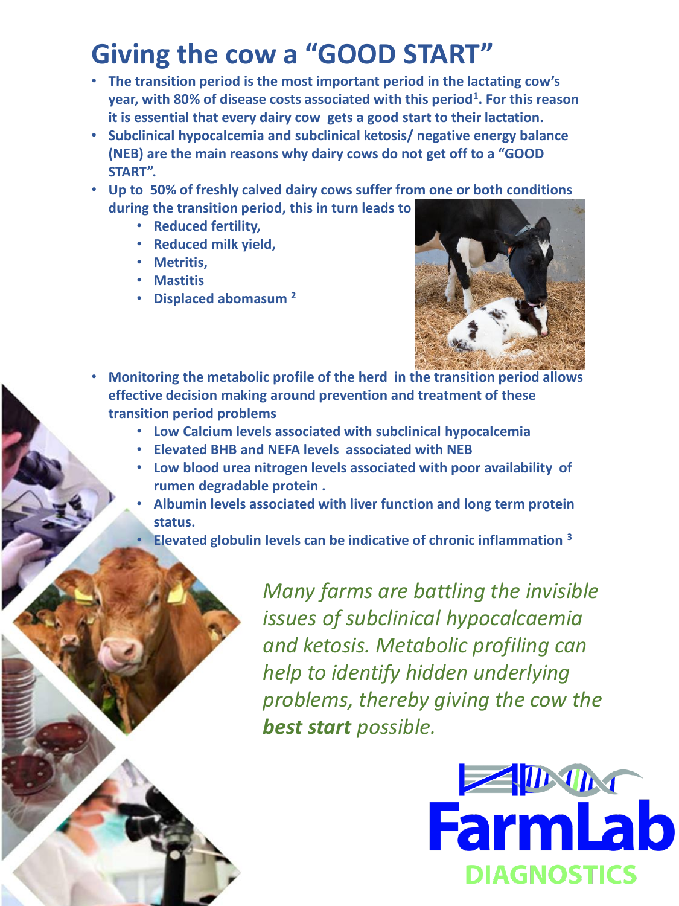# Giving the cow a "GOOD START"

- The transition period is the most important period in the lactating cow's year, with 80% of disease costs associated with this period[1]. For this reason it is essential that every dairy cow gets a good start to their lactation.
- Subclinical hypocalcemia and subclinical ketosis/ negative energy balance (NEB) are the main reasons why dairy cows do not get off to a "GOOD START".
- Up to 50% of freshly calved dairy cows suffer from one or both conditions during the transition period, this in turn leads to
  - Reduced fertility,
  - Reduced milk yield,
  - Metritis,
  - Mastitis
  - Displaced abomasum [2]
- Monitoring the metabolic profile of the herd in the transition period allows effective decision making around prevention and treatment of these transition period problems
  - Low Calcium levels associated with subclinical hypocalcemia
  - Elevated BHB and NEFA levels associated with NEB
  - Low blood urea nitrogen levels associated with poor availability of rumen degradable protein .
  - Albumin levels associated with liver function and long term protein status.
  - Elevated globulin levels can be indicative of chronic inflammation [3]

*Many farms are battling the invisible issues of subclinical hypocalcaemia and ketosis. Metabolic profiling can help to identify hidden underlying problems, thereby giving the cow the **best start** possible.*

FarmLab
DIAGNOSTICS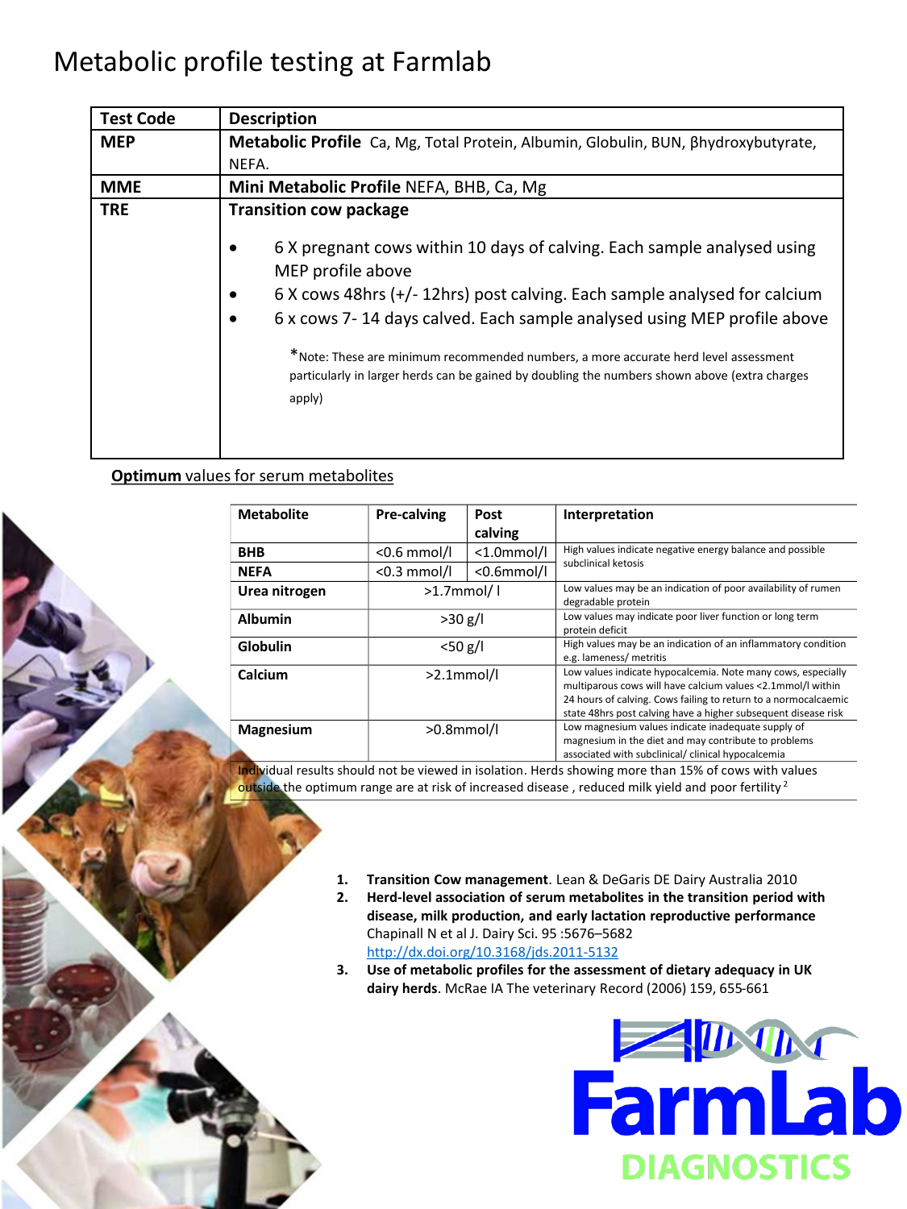# Metabolic profile testing at Farmlab

| Test Code | Description |
|---|---|
| **MEP** | **Metabolic Profile** Ca, Mg, Total Protein, Albumin, Globulin, BUN, βhydroxybutyrate, NEFA. |
| **MME** | **Mini Metabolic Profile** NEFA, BHB, Ca, Mg |
| **TRE** | **Transition cow package** <br> • 6 X pregnant cows within 10 days of calving. Each sample analysed using MEP profile above <br> • 6 X cows 48hrs (+/- 12hrs) post calving. Each sample analysed for calcium <br> • 6 x cows 7- 14 days calved. Each sample analysed using MEP profile above <br> *Note: These are minimum recommended numbers, a more accurate herd level assessment particularly in larger herds can be gained by doubling the numbers shown above (extra charges apply) |

**Optimum** values for serum metabolites

| Metabolite | Pre-calving | Post calving | Interpretation |
|---|---|---|---|
| **BHB** | <0.6 mmol/l | <1.0mmol/l | High values indicate negative energy balance and possible subclinical ketosis |
| **NEFA** | <0.3 mmol/l | <0.6mmol/l | |
| **Urea nitrogen** | >1.7mmol/ l | | Low values may be an indication of poor availability of rumen degradable protein |
| **Albumin** | >30 g/l | | Low values may indicate poor liver function or long term protein deficit |
| **Globulin** | <50 g/l | | High values may be an indication of an inflammatory condition e.g. lameness/ metritis |
| **Calcium** | >2.1mmol/l | | Low values indicate hypocalcemia. Note many cows, especially multiparous cows will have calcium values <2.1mmol/l within 24 hours of calving. Cows failing to return to a normocalcaemic state 48hrs post calving have a higher subsequent disease risk |
| **Magnesium** | >0.8mmol/l | | Low magnesium values indicate inadequate supply of magnesium in the diet and may contribute to problems associated with subclinical/ clinical hypocalcemia |

Individual results should not be viewed in isolation. Herds showing more than 15% of cows with values outside the optimum range are at risk of increased disease , reduced milk yield and poor fertility [2]

1. **Transition Cow management**. Lean & DeGaris DE Dairy Australia 2010
2. **Herd-level association of serum metabolites in the transition period with disease, milk production, and early lactation reproductive performance** Chapinall N et al J. Dairy Sci. 95 :5676–5682 http://dx.doi.org/10.3168/jds.2011-5132
3. **Use of metabolic profiles for the assessment of dietary adequacy in UK dairy herds**. McRae IA The veterinary Record (2006) 159, 655-661

FarmLab DIAGNOSTICS